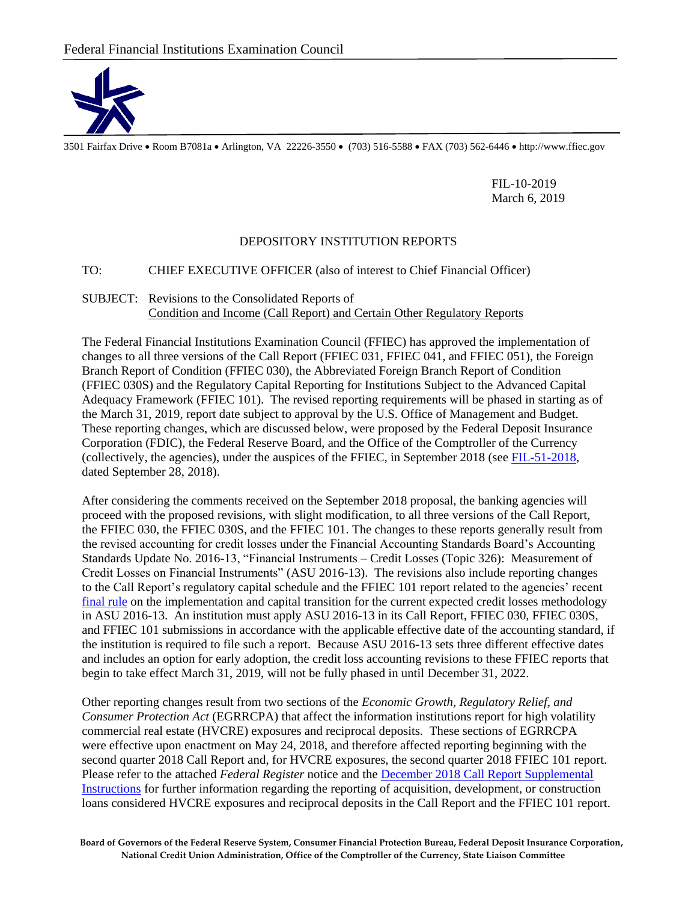Federal Financial Institutions Examination Council

3501 Fairfax Drive • Room B7081a • Arlington, VA 22226-3550 • (703) 516-5588 • FAX (703) 562-6446 • http://www.ffiec.gov

FIL-10-2019
March 6, 2019

DEPOSITORY INSTITUTION REPORTS

TO: CHIEF EXECUTIVE OFFICER (also of interest to Chief Financial Officer)

SUBJECT: Revisions to the Consolidated Reports of Condition and Income (Call Report) and Certain Other Regulatory Reports

The Federal Financial Institutions Examination Council (FFIEC) has approved the implementation of changes to all three versions of the Call Report (FFIEC 031, FFIEC 041, and FFIEC 051), the Foreign Branch Report of Condition (FFIEC 030), the Abbreviated Foreign Branch Report of Condition (FFIEC 030S) and the Regulatory Capital Reporting for Institutions Subject to the Advanced Capital Adequacy Framework (FFIEC 101). The revised reporting requirements will be phased in starting as of the March 31, 2019, report date subject to approval by the U.S. Office of Management and Budget. These reporting changes, which are discussed below, were proposed by the Federal Deposit Insurance Corporation (FDIC), the Federal Reserve Board, and the Office of the Comptroller of the Currency (collectively, the agencies), under the auspices of the FFIEC, in September 2018 (see FIL-51-2018, dated September 28, 2018).

After considering the comments received on the September 2018 proposal, the banking agencies will proceed with the proposed revisions, with slight modification, to all three versions of the Call Report, the FFIEC 030, the FFIEC 030S, and the FFIEC 101. The changes to these reports generally result from the revised accounting for credit losses under the Financial Accounting Standards Board's Accounting Standards Update No. 2016-13, "Financial Instruments – Credit Losses (Topic 326): Measurement of Credit Losses on Financial Instruments" (ASU 2016-13). The revisions also include reporting changes to the Call Report's regulatory capital schedule and the FFIEC 101 report related to the agencies' recent final rule on the implementation and capital transition for the current expected credit losses methodology in ASU 2016-13. An institution must apply ASU 2016-13 in its Call Report, FFIEC 030, FFIEC 030S, and FFIEC 101 submissions in accordance with the applicable effective date of the accounting standard, if the institution is required to file such a report. Because ASU 2016-13 sets three different effective dates and includes an option for early adoption, the credit loss accounting revisions to these FFIEC reports that begin to take effect March 31, 2019, will not be fully phased in until December 31, 2022.

Other reporting changes result from two sections of the *Economic Growth, Regulatory Relief, and Consumer Protection Act* (EGRRCPA) that affect the information institutions report for high volatility commercial real estate (HVCRE) exposures and reciprocal deposits. These sections of EGRRCPA were effective upon enactment on May 24, 2018, and therefore affected reporting beginning with the second quarter 2018 Call Report and, for HVCRE exposures, the second quarter 2018 FFIEC 101 report. Please refer to the attached *Federal Register* notice and the December 2018 Call Report Supplemental Instructions for further information regarding the reporting of acquisition, development, or construction loans considered HVCRE exposures and reciprocal deposits in the Call Report and the FFIEC 101 report.

**Board of Governors of the Federal Reserve System, Consumer Financial Protection Bureau, Federal Deposit Insurance Corporation, National Credit Union Administration, Office of the Comptroller of the Currency, State Liaison Committee**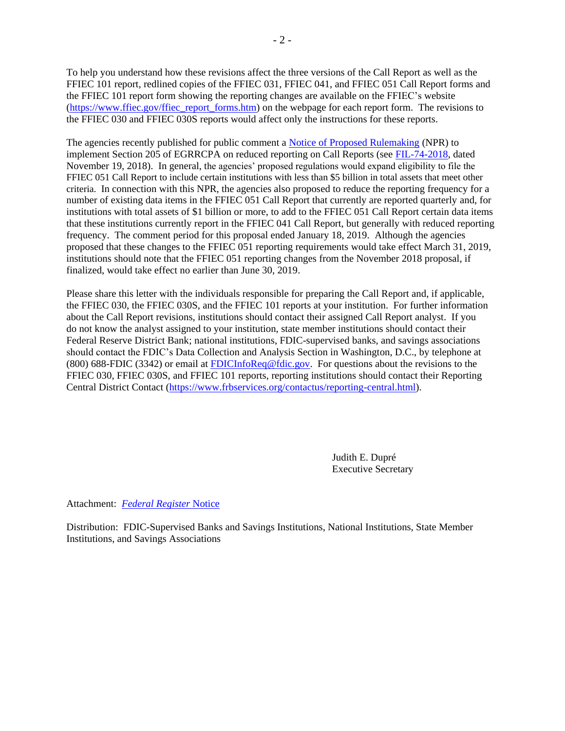To help you understand how these revisions affect the three versions of the Call Report as well as the FFIEC 101 report, redlined copies of the FFIEC 031, FFIEC 041, and FFIEC 051 Call Report forms and the FFIEC 101 report form showing the reporting changes are available on the FFIEC's website (https://www.ffiec.gov/ffiec_report_forms.htm) on the webpage for each report form. The revisions to the FFIEC 030 and FFIEC 030S reports would affect only the instructions for these reports.

The agencies recently published for public comment a Notice of Proposed Rulemaking (NPR) to implement Section 205 of EGRRCPA on reduced reporting on Call Reports (see FIL-74-2018, dated November 19, 2018). In general, the agencies' proposed regulations would expand eligibility to file the FFIEC 051 Call Report to include certain institutions with less than $5 billion in total assets that meet other criteria. In connection with this NPR, the agencies also proposed to reduce the reporting frequency for a number of existing data items in the FFIEC 051 Call Report that currently are reported quarterly and, for institutions with total assets of $1 billion or more, to add to the FFIEC 051 Call Report certain data items that these institutions currently report in the FFIEC 041 Call Report, but generally with reduced reporting frequency. The comment period for this proposal ended January 18, 2019. Although the agencies proposed that these changes to the FFIEC 051 reporting requirements would take effect March 31, 2019, institutions should note that the FFIEC 051 reporting changes from the November 2018 proposal, if finalized, would take effect no earlier than June 30, 2019.

Please share this letter with the individuals responsible for preparing the Call Report and, if applicable, the FFIEC 030, the FFIEC 030S, and the FFIEC 101 reports at your institution. For further information about the Call Report revisions, institutions should contact their assigned Call Report analyst. If you do not know the analyst assigned to your institution, state member institutions should contact their Federal Reserve District Bank; national institutions, FDIC-supervised banks, and savings associations should contact the FDIC's Data Collection and Analysis Section in Washington, D.C., by telephone at (800) 688-FDIC (3342) or email at FDICInfoReq@fdic.gov. For questions about the revisions to the FFIEC 030, FFIEC 030S, and FFIEC 101 reports, reporting institutions should contact their Reporting Central District Contact (https://www.frbservices.org/contactus/reporting-central.html).

Judith E. Dupré
Executive Secretary

Attachment: *Federal Register* Notice

Distribution: FDIC-Supervised Banks and Savings Institutions, National Institutions, State Member Institutions, and Savings Associations